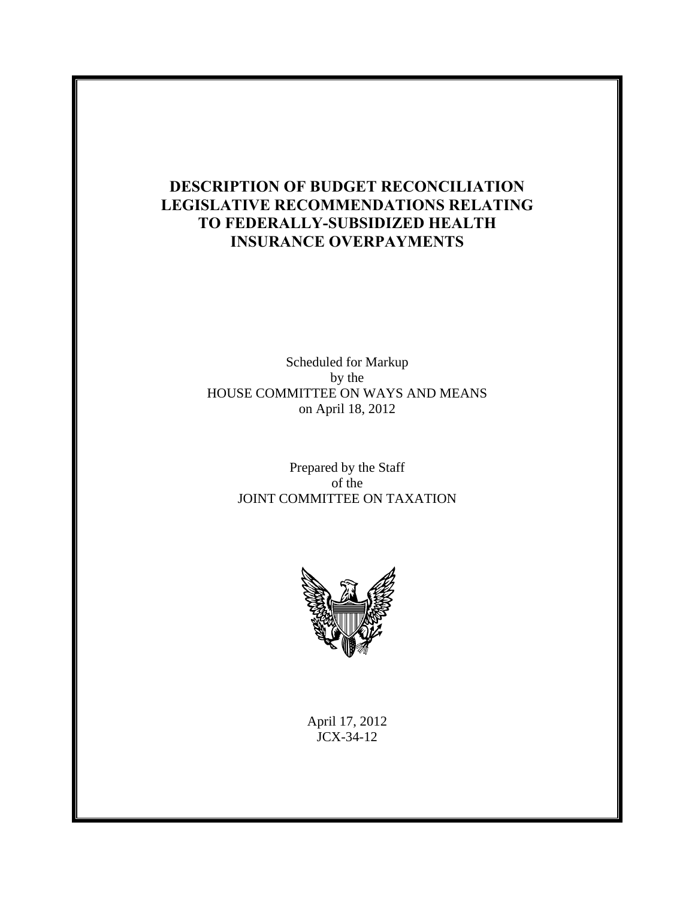# DESCRIPTION OF BUDGET RECONCILIATION LEGISLATIVE RECOMMENDATIONS RELATING TO FEDERALLY-SUBSIDIZED HEALTH INSURANCE OVERPAYMENTS

Scheduled for Markup
by the
HOUSE COMMITTEE ON WAYS AND MEANS
on April 18, 2012

Prepared by the Staff
of the
JOINT COMMITTEE ON TAXATION

April 17, 2012
JCX-34-12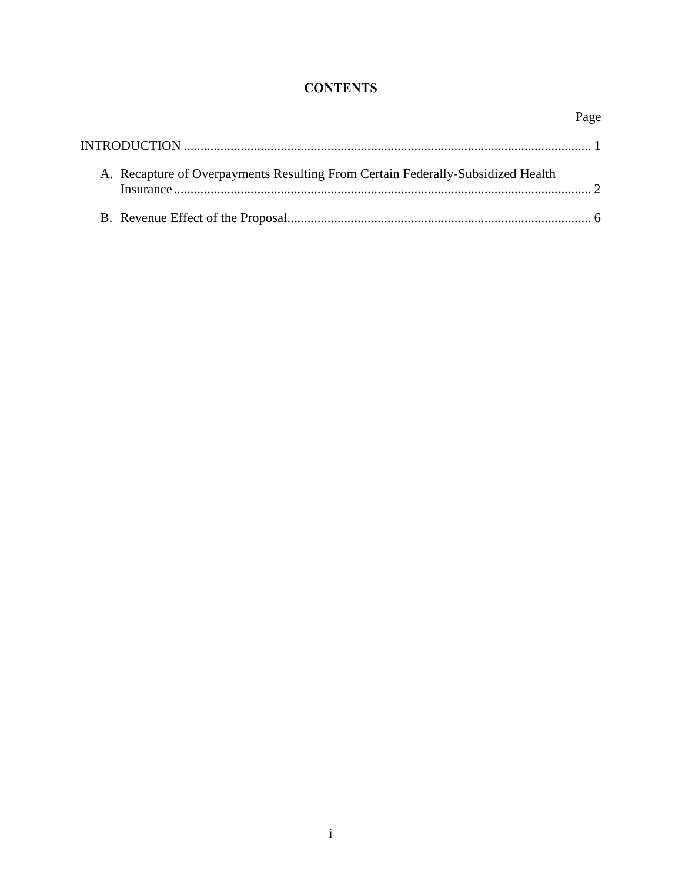# CONTENTS

| | Page |
|---|---|
| INTRODUCTION | 1 |
| A. Recapture of Overpayments Resulting From Certain Federally-Subsidized Health Insurance | 2 |
| B. Revenue Effect of the Proposal | 6 |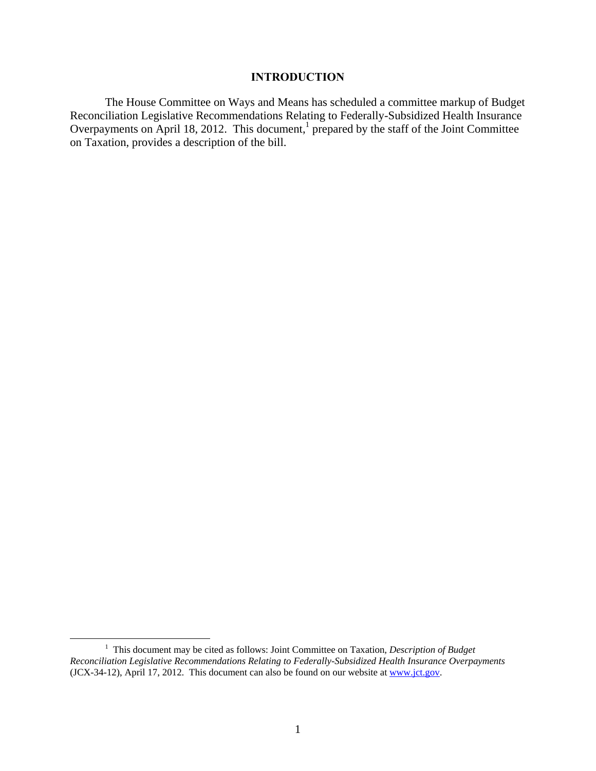# INTRODUCTION

The House Committee on Ways and Means has scheduled a committee markup of Budget Reconciliation Legislative Recommendations Relating to Federally-Subsidized Health Insurance Overpayments on April 18, 2012. This document,[1] prepared by the staff of the Joint Committee on Taxation, provides a description of the bill.

[1] This document may be cited as follows: Joint Committee on Taxation, *Description of Budget Reconciliation Legislative Recommendations Relating to Federally-Subsidized Health Insurance Overpayments* (JCX-34-12), April 17, 2012. This document can also be found on our website at [www.jct.gov](www.jct.gov).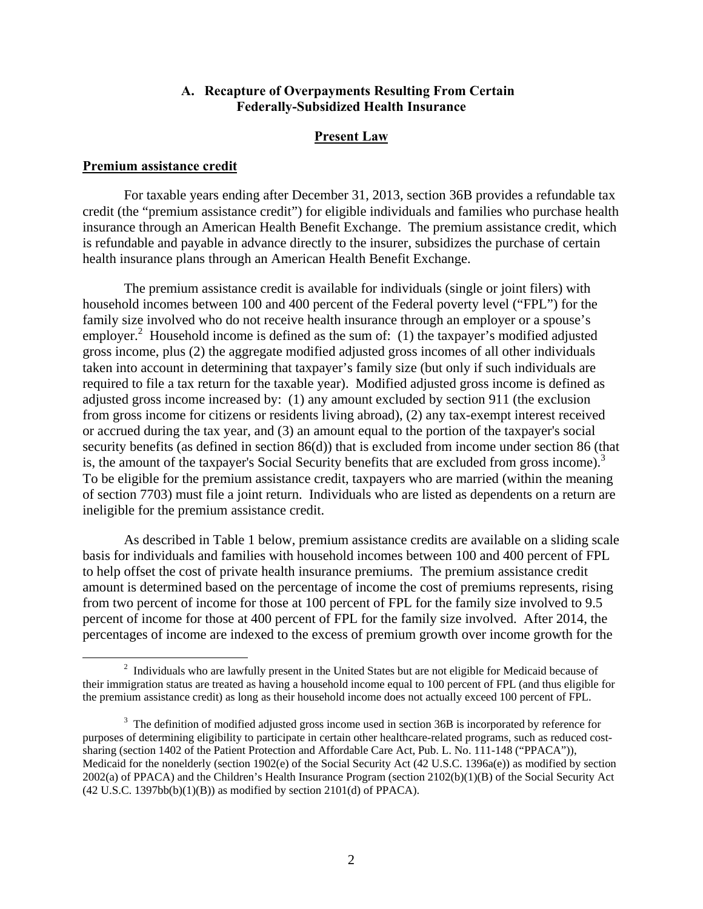## A. Recapture of Overpayments Resulting From Certain Federally-Subsidized Health Insurance

### Present Law

#### Premium assistance credit

For taxable years ending after December 31, 2013, section 36B provides a refundable tax credit (the "premium assistance credit") for eligible individuals and families who purchase health insurance through an American Health Benefit Exchange. The premium assistance credit, which is refundable and payable in advance directly to the insurer, subsidizes the purchase of certain health insurance plans through an American Health Benefit Exchange.

The premium assistance credit is available for individuals (single or joint filers) with household incomes between 100 and 400 percent of the Federal poverty level ("FPL") for the family size involved who do not receive health insurance through an employer or a spouse's employer.[2] Household income is defined as the sum of: (1) the taxpayer's modified adjusted gross income, plus (2) the aggregate modified adjusted gross incomes of all other individuals taken into account in determining that taxpayer's family size (but only if such individuals are required to file a tax return for the taxable year). Modified adjusted gross income is defined as adjusted gross income increased by: (1) any amount excluded by section 911 (the exclusion from gross income for citizens or residents living abroad), (2) any tax-exempt interest received or accrued during the tax year, and (3) an amount equal to the portion of the taxpayer's social security benefits (as defined in section 86(d)) that is excluded from income under section 86 (that is, the amount of the taxpayer's Social Security benefits that are excluded from gross income).[3] To be eligible for the premium assistance credit, taxpayers who are married (within the meaning of section 7703) must file a joint return. Individuals who are listed as dependents on a return are ineligible for the premium assistance credit.

As described in Table 1 below, premium assistance credits are available on a sliding scale basis for individuals and families with household incomes between 100 and 400 percent of FPL to help offset the cost of private health insurance premiums. The premium assistance credit amount is determined based on the percentage of income the cost of premiums represents, rising from two percent of income for those at 100 percent of FPL for the family size involved to 9.5 percent of income for those at 400 percent of FPL for the family size involved. After 2014, the percentages of income are indexed to the excess of premium growth over income growth for the

---

[2] Individuals who are lawfully present in the United States but are not eligible for Medicaid because of their immigration status are treated as having a household income equal to 100 percent of FPL (and thus eligible for the premium assistance credit) as long as their household income does not actually exceed 100 percent of FPL.

[3] The definition of modified adjusted gross income used in section 36B is incorporated by reference for purposes of determining eligibility to participate in certain other healthcare-related programs, such as reduced cost-sharing (section 1402 of the Patient Protection and Affordable Care Act, Pub. L. No. 111-148 ("PPACA")), Medicaid for the nonelderly (section 1902(e) of the Social Security Act (42 U.S.C. 1396a(e)) as modified by section 2002(a) of PPACA) and the Children's Health Insurance Program (section 2102(b)(1)(B) of the Social Security Act (42 U.S.C. 1397bb(b)(1)(B)) as modified by section 2101(d) of PPACA).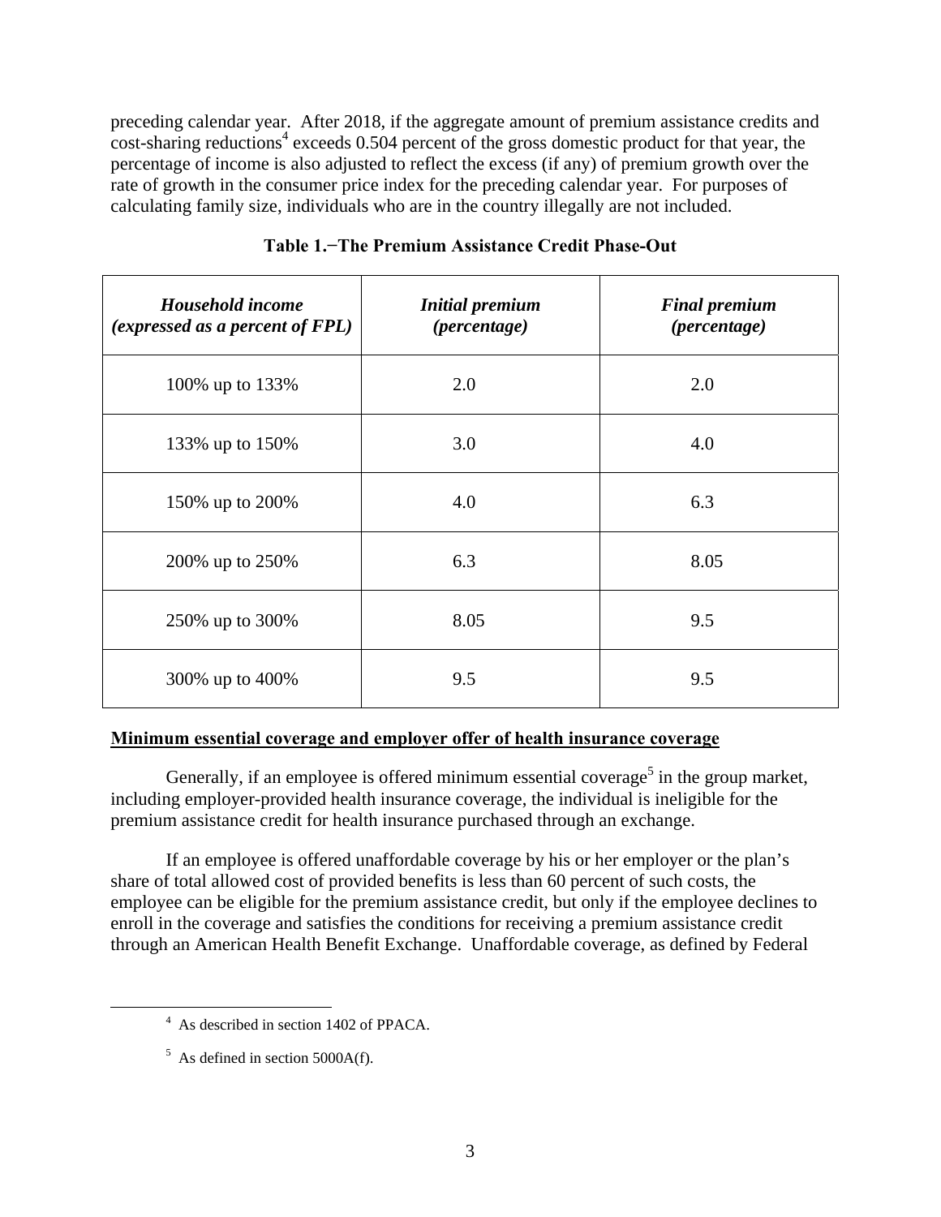preceding calendar year. After 2018, if the aggregate amount of premium assistance credits and cost-sharing reductions[4] exceeds 0.504 percent of the gross domestic product for that year, the percentage of income is also adjusted to reflect the excess (if any) of premium growth over the rate of growth in the consumer price index for the preceding calendar year. For purposes of calculating family size, individuals who are in the country illegally are not included.

**Table 1.−The Premium Assistance Credit Phase-Out**

| *Household income (expressed as a percent of FPL)* | *Initial premium (percentage)* | *Final premium (percentage)* |
|---|---|---|
| 100% up to 133% | 2.0 | 2.0 |
| 133% up to 150% | 3.0 | 4.0 |
| 150% up to 200% | 4.0 | 6.3 |
| 200% up to 250% | 6.3 | 8.05 |
| 250% up to 300% | 8.05 | 9.5 |
| 300% up to 400% | 9.5 | 9.5 |

**Minimum essential coverage and employer offer of health insurance coverage**

Generally, if an employee is offered minimum essential coverage[5] in the group market, including employer-provided health insurance coverage, the individual is ineligible for the premium assistance credit for health insurance purchased through an exchange.

If an employee is offered unaffordable coverage by his or her employer or the plan's share of total allowed cost of provided benefits is less than 60 percent of such costs, the employee can be eligible for the premium assistance credit, but only if the employee declines to enroll in the coverage and satisfies the conditions for receiving a premium assistance credit through an American Health Benefit Exchange. Unaffordable coverage, as defined by Federal

[4] As described in section 1402 of PPACA.

[5] As defined in section 5000A(f).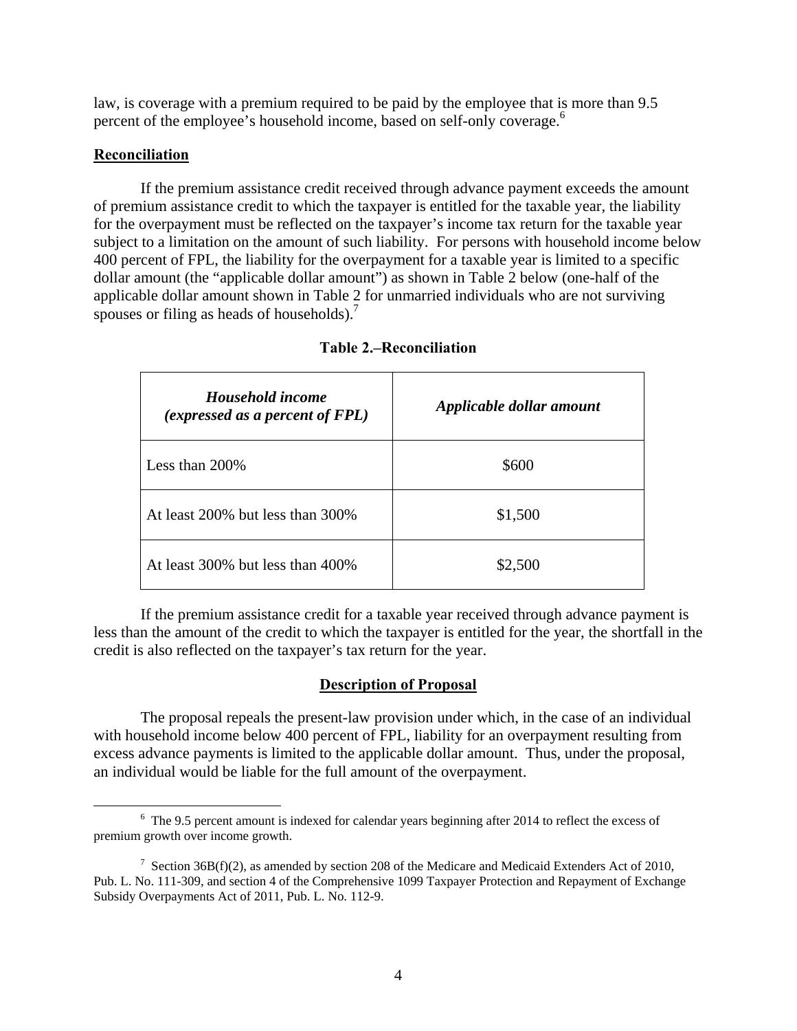law, is coverage with a premium required to be paid by the employee that is more than 9.5 percent of the employee's household income, based on self-only coverage.[6]

**Reconciliation**

If the premium assistance credit received through advance payment exceeds the amount of premium assistance credit to which the taxpayer is entitled for the taxable year, the liability for the overpayment must be reflected on the taxpayer's income tax return for the taxable year subject to a limitation on the amount of such liability. For persons with household income below 400 percent of FPL, the liability for the overpayment for a taxable year is limited to a specific dollar amount (the "applicable dollar amount") as shown in Table 2 below (one-half of the applicable dollar amount shown in Table 2 for unmarried individuals who are not surviving spouses or filing as heads of households).[7]

**Table 2.–Reconciliation**

| ***Household income (expressed as a percent of FPL)*** | ***Applicable dollar amount*** |
|---|---|
| Less than 200% | $600 |
| At least 200% but less than 300% | $1,500 |
| At least 300% but less than 400% | $2,500 |

If the premium assistance credit for a taxable year received through advance payment is less than the amount of the credit to which the taxpayer is entitled for the year, the shortfall in the credit is also reflected on the taxpayer's tax return for the year.

## Description of Proposal

The proposal repeals the present-law provision under which, in the case of an individual with household income below 400 percent of FPL, liability for an overpayment resulting from excess advance payments is limited to the applicable dollar amount. Thus, under the proposal, an individual would be liable for the full amount of the overpayment.

---

[6] The 9.5 percent amount is indexed for calendar years beginning after 2014 to reflect the excess of premium growth over income growth.

[7] Section 36B(f)(2), as amended by section 208 of the Medicare and Medicaid Extenders Act of 2010, Pub. L. No. 111-309, and section 4 of the Comprehensive 1099 Taxpayer Protection and Repayment of Exchange Subsidy Overpayments Act of 2011, Pub. L. No. 112-9.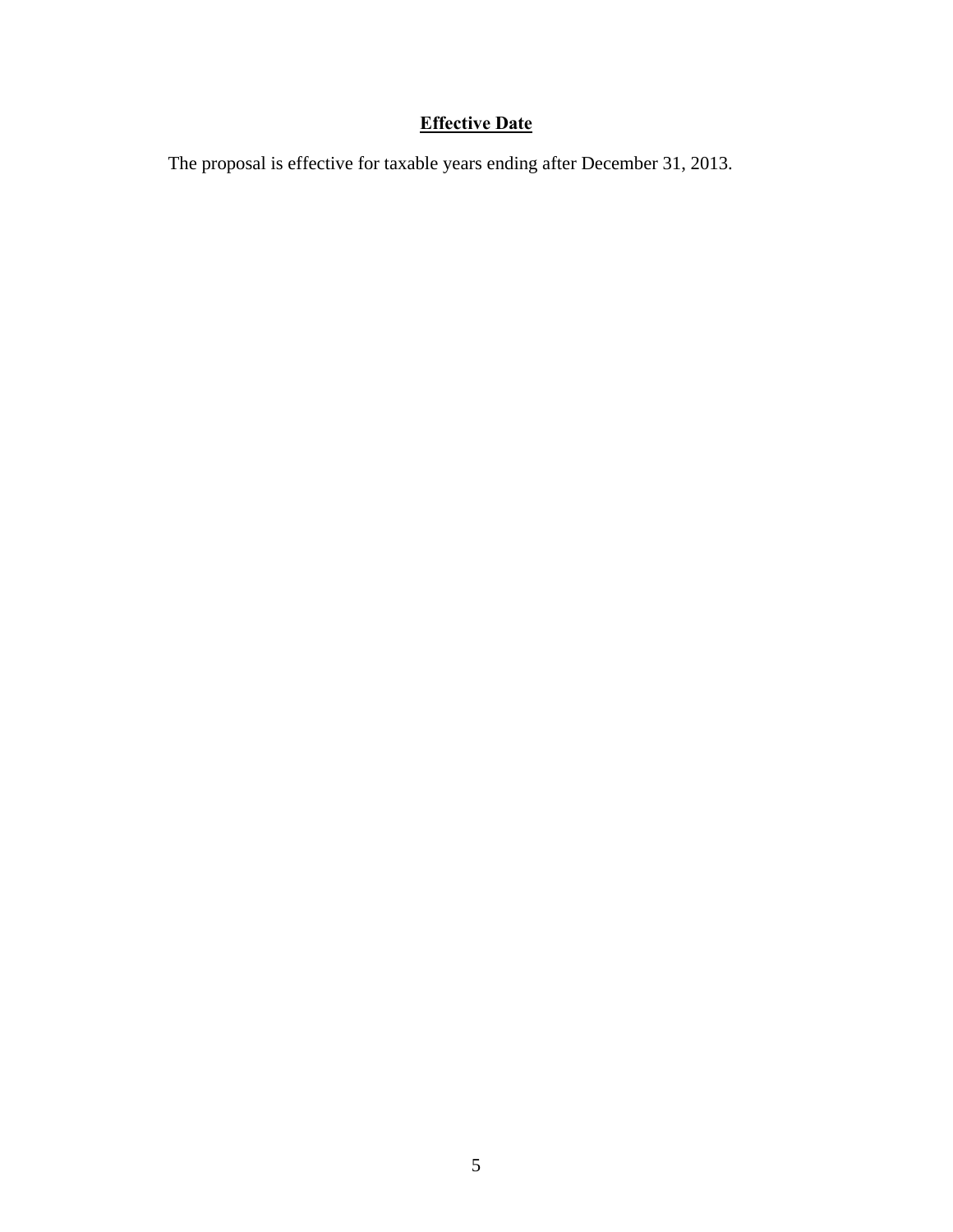## **Effective Date**

The proposal is effective for taxable years ending after December 31, 2013.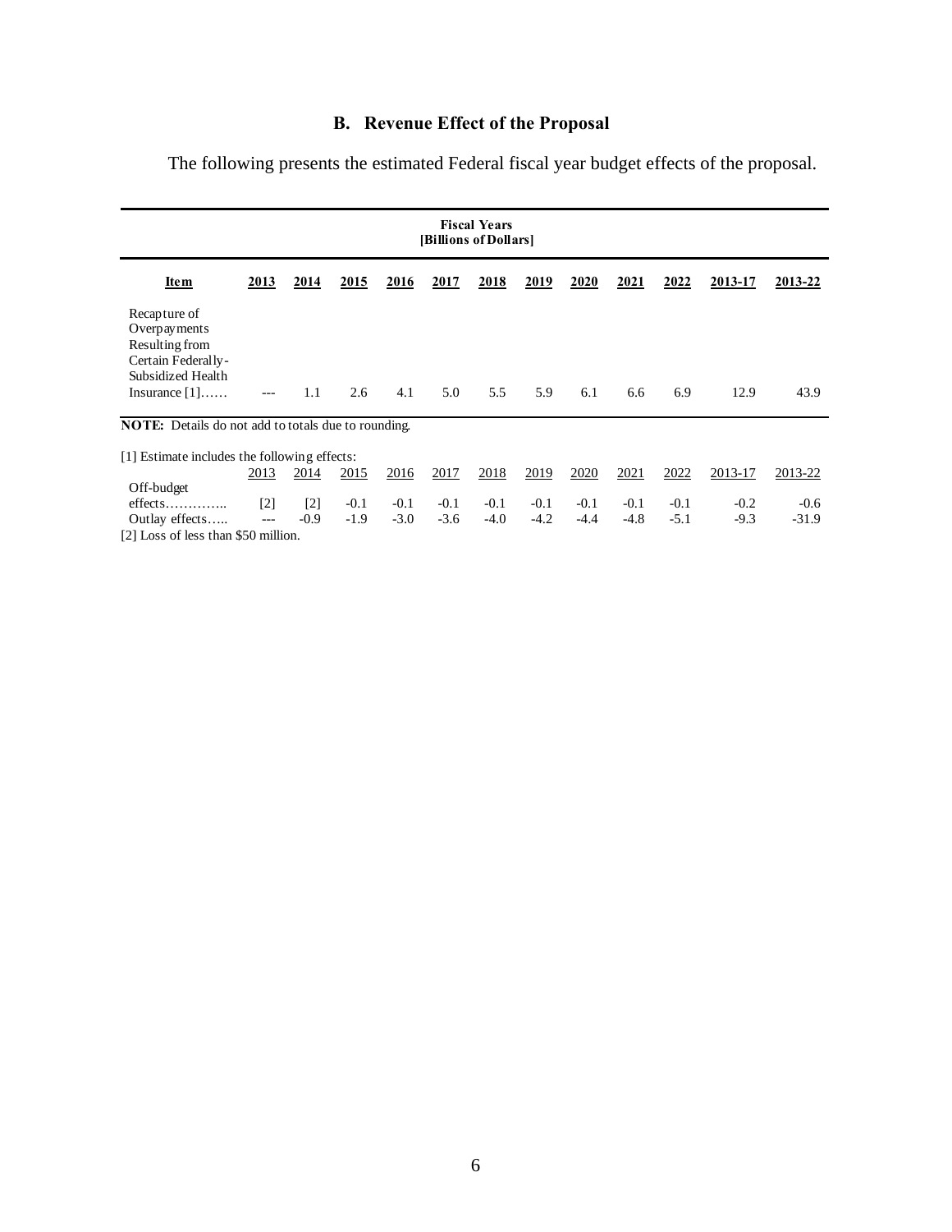## B. Revenue Effect of the Proposal

The following presents the estimated Federal fiscal year budget effects of the proposal.

| | Fiscal Years [Billions of Dollars] | | | | | | | | | | | |
|---|---|---|---|---|---|---|---|---|---|---|---|---|
| **Item** | **2013** | **2014** | **2015** | **2016** | **2017** | **2018** | **2019** | **2020** | **2021** | **2022** | **2013-17** | **2013-22** |
| Recapture of Overpayments Resulting from Certain Federally-Subsidized Health Insurance [1]...... | --- | 1.1 | 2.6 | 4.1 | 5.0 | 5.5 | 5.9 | 6.1 | 6.6 | 6.9 | 12.9 | 43.9 |

**NOTE:** Details do not add to totals due to rounding.

[1] Estimate includes the following effects:

| | 2013 | 2014 | 2015 | 2016 | 2017 | 2018 | 2019 | 2020 | 2021 | 2022 | 2013-17 | 2013-22 |
|---|---|---|---|---|---|---|---|---|---|---|---|---|
| Off-budget effects.............. | [2] | [2] | -0.1 | -0.1 | -0.1 | -0.1 | -0.1 | -0.1 | -0.1 | -0.1 | -0.2 | -0.6 |
| Outlay effects..... | --- | -0.9 | -1.9 | -3.0 | -3.6 | -4.0 | -4.2 | -4.4 | -4.8 | -5.1 | -9.3 | -31.9 |

[2] Loss of less than $50 million.